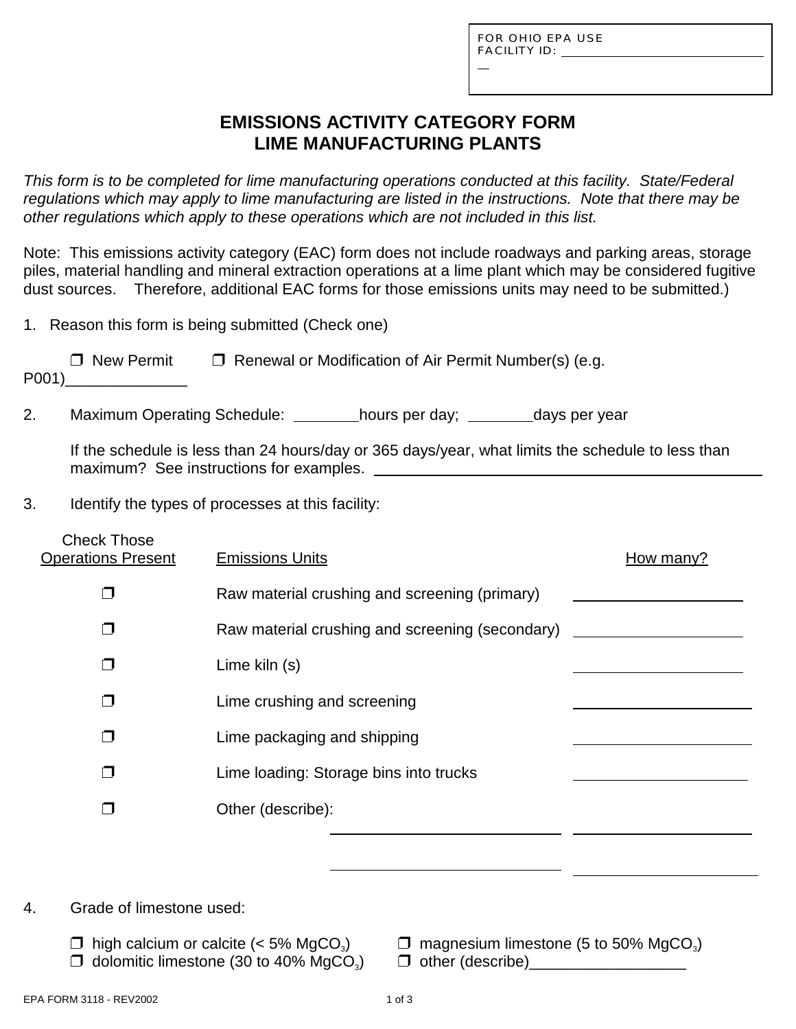FOR OHIO EPA USE
FACILITY ID: ______________________________

# EMISSIONS ACTIVITY CATEGORY FORM
# LIME MANUFACTURING PLANTS

*This form is to be completed for lime manufacturing operations conducted at this facility. State/Federal regulations which may apply to lime manufacturing are listed in the instructions. Note that there may be other regulations which apply to these operations which are not included in this list.*

Note: This emissions activity category (EAC) form does not include roadways and parking areas, storage piles, material handling and mineral extraction operations at a lime plant which may be considered fugitive dust sources. Therefore, additional EAC forms for those emissions units may need to be submitted.)

1. Reason this form is being submitted (Check one)

   ❒ New Permit ❒ Renewal or Modification of Air Permit Number(s) (e.g. P001)______________

2. Maximum Operating Schedule: ________hours per day; ________days per year

   If the schedule is less than 24 hours/day or 365 days/year, what limits the schedule to less than maximum? See instructions for examples. ______________________________________________

3. Identify the types of processes at this facility:

| Check Those Operations Present | Emissions Units | How many? |
|---|---|---|
| ❒ | Raw material crushing and screening (primary) | ____________ |
| ❒ | Raw material crushing and screening (secondary) | ____________ |
| ❒ | Lime kiln (s) | ____________ |
| ❒ | Lime crushing and screening | ____________ |
| ❒ | Lime packaging and shipping | ____________ |
| ❒ | Lime loading: Storage bins into trucks | ____________ |
| ❒ | Other (describe): ____________________ | ____________ |
| | ____________________ | ____________ |

4. Grade of limestone used:

   ❒ high calcium or calcite (< 5% $MgCO_3$)
   ❒ magnesium limestone (5 to 50% $MgCO_3$)
   ❒ dolomitic limestone (30 to 40% $MgCO_3$)
   ❒ other (describe)__________________

EPA FORM 3118 - REV2002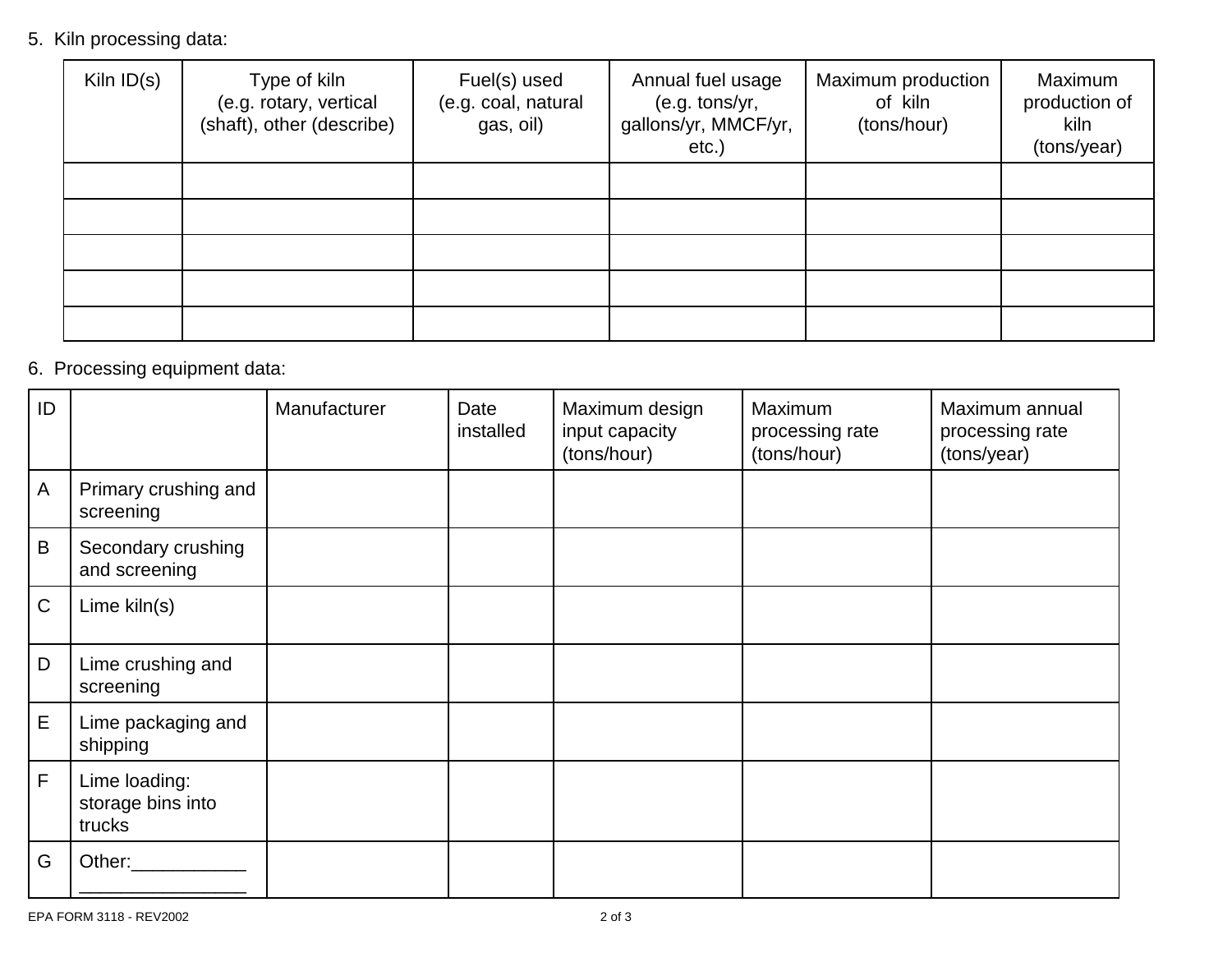5. Kiln processing data:

| Kiln ID(s) | Type of kiln (e.g. rotary, vertical (shaft), other (describe) | Fuel(s) used (e.g. coal, natural gas, oil) | Annual fuel usage (e.g. tons/yr, gallons/yr, MMCF/yr, etc.) | Maximum production of kiln (tons/hour) | Maximum production of kiln (tons/year) |
|---|---|---|---|---|---|
| | | | | | |
| | | | | | |
| | | | | | |
| | | | | | |
| | | | | | |

6. Processing equipment data:

| ID | | Manufacturer | Date installed | Maximum design input capacity (tons/hour) | Maximum processing rate (tons/hour) | Maximum annual processing rate (tons/year) |
|---|---|---|---|---|---|---|
| A | Primary crushing and screening | | | | | |
| B | Secondary crushing and screening | | | | | |
| C | Lime kiln(s) | | | | | |
| D | Lime crushing and screening | | | | | |
| E | Lime packaging and shipping | | | | | |
| F | Lime loading: storage bins into trucks | | | | | |
| G | Other:___________ ________________ | | | | | |

EPA FORM 3118 - REV2002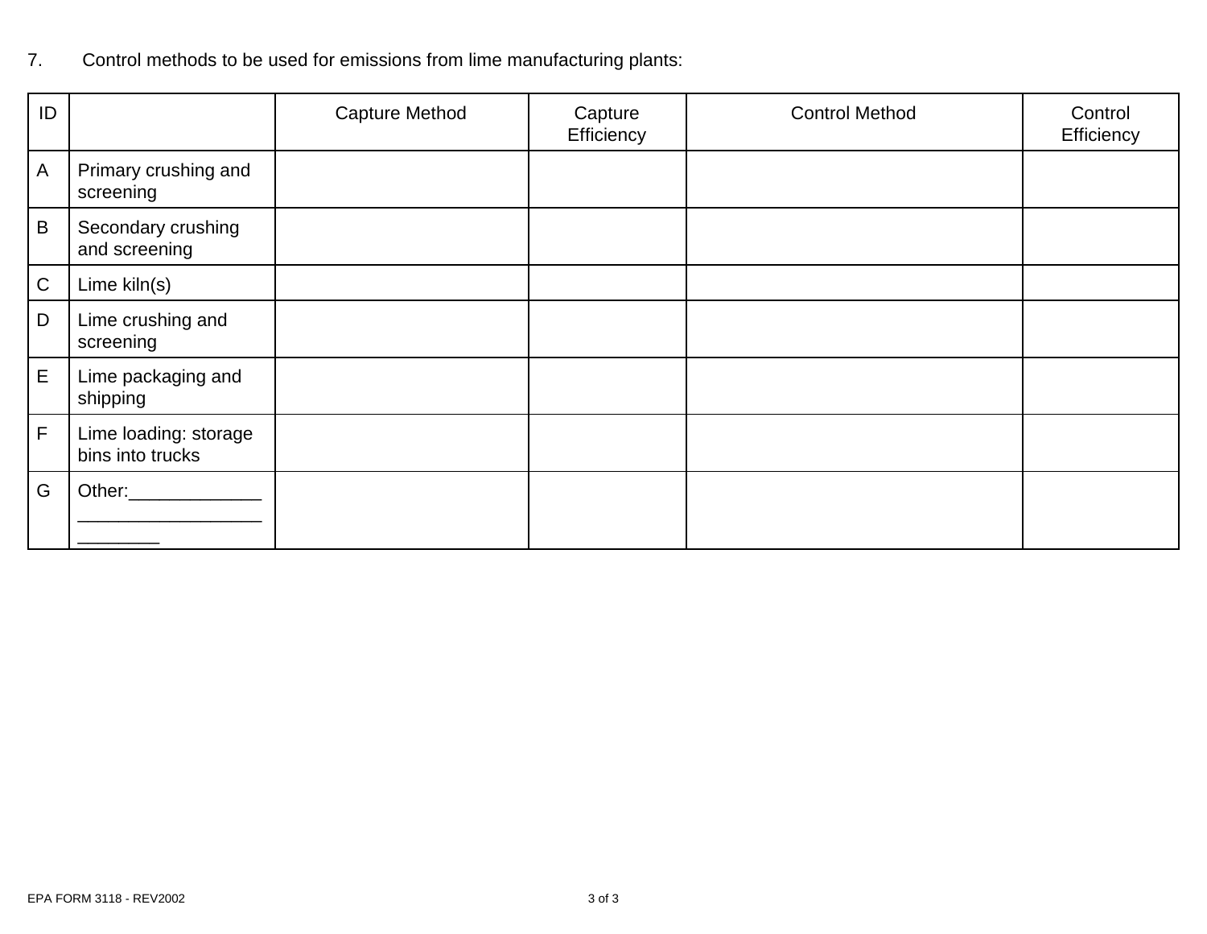7. Control methods to be used for emissions from lime manufacturing plants:

| ID | | Capture Method | Capture Efficiency | Control Method | Control Efficiency |
|---|---|---|---|---|---|
| A | Primary crushing and screening | | | | |
| B | Secondary crushing and screening | | | | |
| C | Lime kiln(s) | | | | |
| D | Lime crushing and screening | | | | |
| E | Lime packaging and shipping | | | | |
| F | Lime loading: storage bins into trucks | | | | |
| G | Other:_____________ __________________ ________ | | | | |

EPA FORM 3118 - REV2002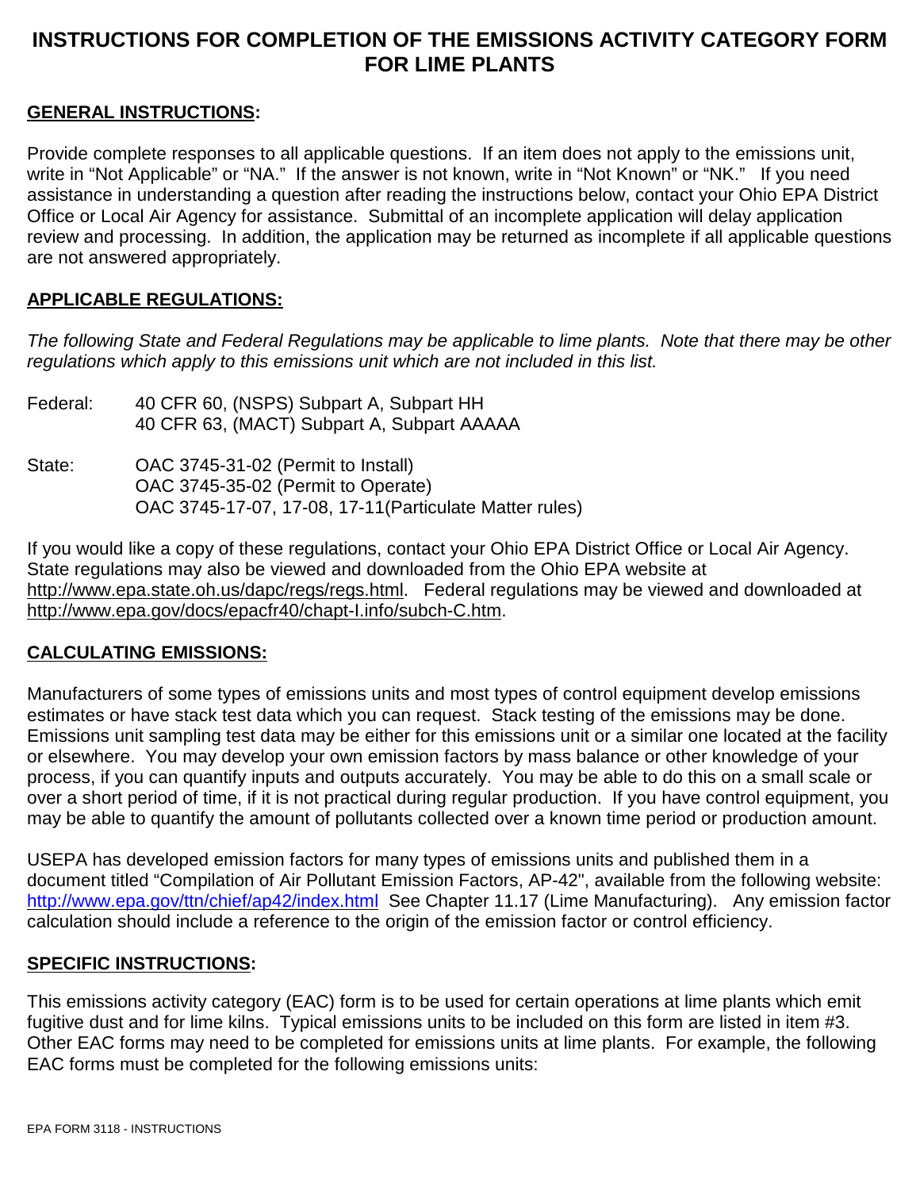# INSTRUCTIONS FOR COMPLETION OF THE EMISSIONS ACTIVITY CATEGORY FORM FOR LIME PLANTS

**GENERAL INSTRUCTIONS:**

Provide complete responses to all applicable questions. If an item does not apply to the emissions unit, write in "Not Applicable" or "NA." If the answer is not known, write in "Not Known" or "NK." If you need assistance in understanding a question after reading the instructions below, contact your Ohio EPA District Office or Local Air Agency for assistance. Submittal of an incomplete application will delay application review and processing. In addition, the application may be returned as incomplete if all applicable questions are not answered appropriately.

**APPLICABLE REGULATIONS:**

*The following State and Federal Regulations may be applicable to lime plants. Note that there may be other regulations which apply to this emissions unit which are not included in this list.*

Federal: 40 CFR 60, (NSPS) Subpart A, Subpart HH
40 CFR 63, (MACT) Subpart A, Subpart AAAAA

State: OAC 3745-31-02 (Permit to Install)
OAC 3745-35-02 (Permit to Operate)
OAC 3745-17-07, 17-08, 17-11(Particulate Matter rules)

If you would like a copy of these regulations, contact your Ohio EPA District Office or Local Air Agency. State regulations may also be viewed and downloaded from the Ohio EPA website at http://www.epa.state.oh.us/dapc/regs/regs.html. Federal regulations may be viewed and downloaded at http://www.epa.gov/docs/epacfr40/chapt-I.info/subch-C.htm.

**CALCULATING EMISSIONS:**

Manufacturers of some types of emissions units and most types of control equipment develop emissions estimates or have stack test data which you can request. Stack testing of the emissions may be done. Emissions unit sampling test data may be either for this emissions unit or a similar one located at the facility or elsewhere. You may develop your own emission factors by mass balance or other knowledge of your process, if you can quantify inputs and outputs accurately. You may be able to do this on a small scale or over a short period of time, if it is not practical during regular production. If you have control equipment, you may be able to quantify the amount of pollutants collected over a known time period or production amount.

USEPA has developed emission factors for many types of emissions units and published them in a document titled "Compilation of Air Pollutant Emission Factors, AP-42", available from the following website: http://www.epa.gov/ttn/chief/ap42/index.html See Chapter 11.17 (Lime Manufacturing). Any emission factor calculation should include a reference to the origin of the emission factor or control efficiency.

**SPECIFIC INSTRUCTIONS:**

This emissions activity category (EAC) form is to be used for certain operations at lime plants which emit fugitive dust and for lime kilns. Typical emissions units to be included on this form are listed in item #3. Other EAC forms may need to be completed for emissions units at lime plants. For example, the following EAC forms must be completed for the following emissions units: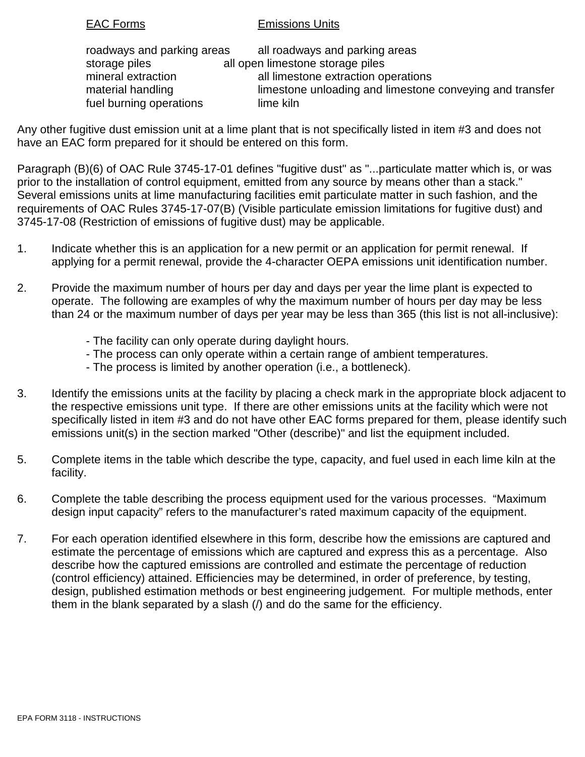| EAC Forms | Emissions Units |
|---|---|
| roadways and parking areas | all roadways and parking areas |
| storage piles | all open limestone storage piles |
| mineral extraction | all limestone extraction operations |
| material handling | limestone unloading and limestone conveying and transfer |
| fuel burning operations | lime kiln |

Any other fugitive dust emission unit at a lime plant that is not specifically listed in item #3 and does not have an EAC form prepared for it should be entered on this form.

Paragraph (B)(6) of OAC Rule 3745-17-01 defines "fugitive dust" as "...particulate matter which is, or was prior to the installation of control equipment, emitted from any source by means other than a stack." Several emissions units at lime manufacturing facilities emit particulate matter in such fashion, and the requirements of OAC Rules 3745-17-07(B) (Visible particulate emission limitations for fugitive dust) and 3745-17-08 (Restriction of emissions of fugitive dust) may be applicable.

1. Indicate whether this is an application for a new permit or an application for permit renewal. If applying for a permit renewal, provide the 4-character OEPA emissions unit identification number.

2. Provide the maximum number of hours per day and days per year the lime plant is expected to operate. The following are examples of why the maximum number of hours per day may be less than 24 or the maximum number of days per year may be less than 365 (this list is not all-inclusive):

   - The facility can only operate during daylight hours.
   - The process can only operate within a certain range of ambient temperatures.
   - The process is limited by another operation (i.e., a bottleneck).

3. Identify the emissions units at the facility by placing a check mark in the appropriate block adjacent to the respective emissions unit type. If there are other emissions units at the facility which were not specifically listed in item #3 and do not have other EAC forms prepared for them, please identify such emissions unit(s) in the section marked "Other (describe)" and list the equipment included.

5. Complete items in the table which describe the type, capacity, and fuel used in each lime kiln at the facility.

6. Complete the table describing the process equipment used for the various processes. “Maximum design input capacity” refers to the manufacturer’s rated maximum capacity of the equipment.

7. For each operation identified elsewhere in this form, describe how the emissions are captured and estimate the percentage of emissions which are captured and express this as a percentage. Also describe how the captured emissions are controlled and estimate the percentage of reduction (control efficiency) attained. Efficiencies may be determined, in order of preference, by testing, design, published estimation methods or best engineering judgement. For multiple methods, enter them in the blank separated by a slash (/) and do the same for the efficiency.

EPA FORM 3118 - INSTRUCTIONS